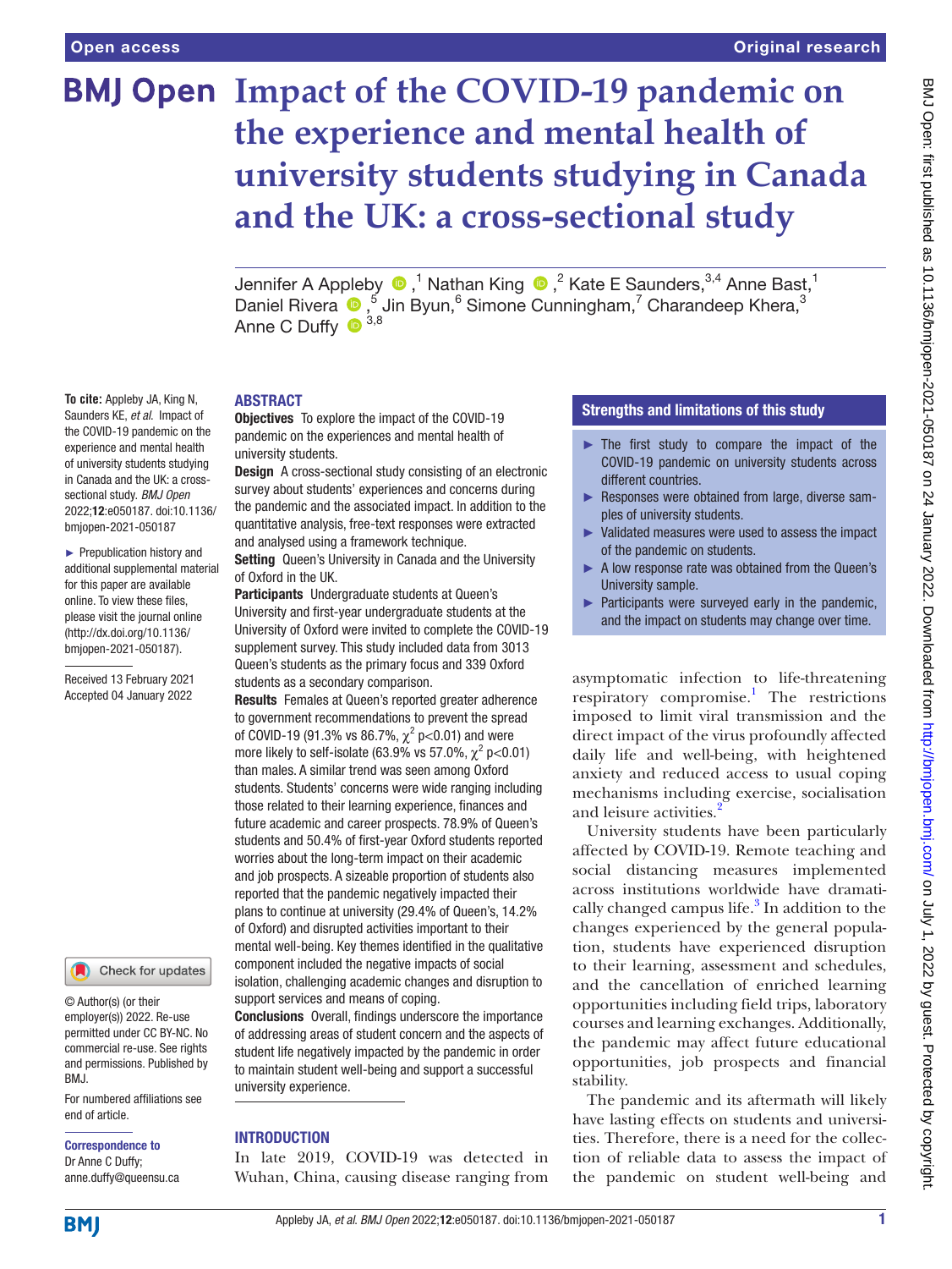# Impact of the COVID-19 pandemic on the experience and mental health of university students studying in Canada and the UK: a cross-sectional study

Jennifer A Appleby,[1] Nathan King,[2] Kate E Saunders,[3,4] Anne Bast,[1] Daniel Rivera,[5] Jin Byun,[6] Simone Cunningham,[7] Charandeep Khera,[3] Anne C Duffy[3,8]

**To cite:** Appleby JA, King N, Saunders KE, *et al*. Impact of the COVID-19 pandemic on the experience and mental health of university students studying in Canada and the UK: a cross-sectional study. *BMJ Open* 2022;**12**:e050187. doi:10.1136/bmjopen-2021-050187

► Prepublication history and additional supplemental material for this paper are available online. To view these files, please visit the journal online (http://dx.doi.org/10.1136/bmjopen-2021-050187).

Received 13 February 2021
Accepted 04 January 2022

© Author(s) (or their employer(s)) 2022. Re-use permitted under CC BY-NC. No commercial re-use. See rights and permissions. Published by BMJ.

For numbered affiliations see end of article.

**Correspondence to**
Dr Anne C Duffy; anne.duffy@queensu.ca

## ABSTRACT

**Objectives** To explore the impact of the COVID-19 pandemic on the experiences and mental health of university students.

**Design** A cross-sectional study consisting of an electronic survey about students' experiences and concerns during the pandemic and the associated impact. In addition to the quantitative analysis, free-text responses were extracted and analysed using a framework technique.

**Setting** Queen's University in Canada and the University of Oxford in the UK.

**Participants** Undergraduate students at Queen's University and first-year undergraduate students at the University of Oxford were invited to complete the COVID-19 supplement survey. This study included data from 3013 Queen's students as the primary focus and 339 Oxford students as a secondary comparison.

**Results** Females at Queen's reported greater adherence to government recommendations to prevent the spread of COVID-19 (91.3% vs 86.7%, $\chi^2$ p<0.01) and were more likely to self-isolate (63.9% vs 57.0%, $\chi^2$ p<0.01) than males. A similar trend was seen among Oxford students. Students' concerns were wide ranging including those related to their learning experience, finances and future academic and career prospects. 78.9% of Queen's students and 50.4% of first-year Oxford students reported worries about the long-term impact on their academic and job prospects. A sizeable proportion of students also reported that the pandemic negatively impacted their plans to continue at university (29.4% of Queen's, 14.2% of Oxford) and disrupted activities important to their mental well-being. Key themes identified in the qualitative component included the negative impacts of social isolation, challenging academic changes and disruption to support services and means of coping.

**Conclusions** Overall, findings underscore the importance of addressing areas of student concern and the aspects of student life negatively impacted by the pandemic in order to maintain student well-being and support a successful university experience.

## Strengths and limitations of this study

- ► The first study to compare the impact of the COVID-19 pandemic on university students across different countries.
- ► Responses were obtained from large, diverse samples of university students.
- ► Validated measures were used to assess the impact of the pandemic on students.
- ► A low response rate was obtained from the Queen's University sample.
- ► Participants were surveyed early in the pandemic, and the impact on students may change over time.

## INTRODUCTION

In late 2019, COVID-19 was detected in Wuhan, China, causing disease ranging from asymptomatic infection to life-threatening respiratory compromise.[1] The restrictions imposed to limit viral transmission and the direct impact of the virus profoundly affected daily life and well-being, with heightened anxiety and reduced access to usual coping mechanisms including exercise, socialisation and leisure activities.[2]

University students have been particularly affected by COVID-19. Remote teaching and social distancing measures implemented across institutions worldwide have dramatically changed campus life.[3] In addition to the changes experienced by the general population, students have experienced disruption to their learning, assessment and schedules, and the cancellation of enriched learning opportunities including field trips, laboratory courses and learning exchanges. Additionally, the pandemic may affect future educational opportunities, job prospects and financial stability.

The pandemic and its aftermath will likely have lasting effects on students and universities. Therefore, there is a need for the collection of reliable data to assess the impact of the pandemic on student well-being and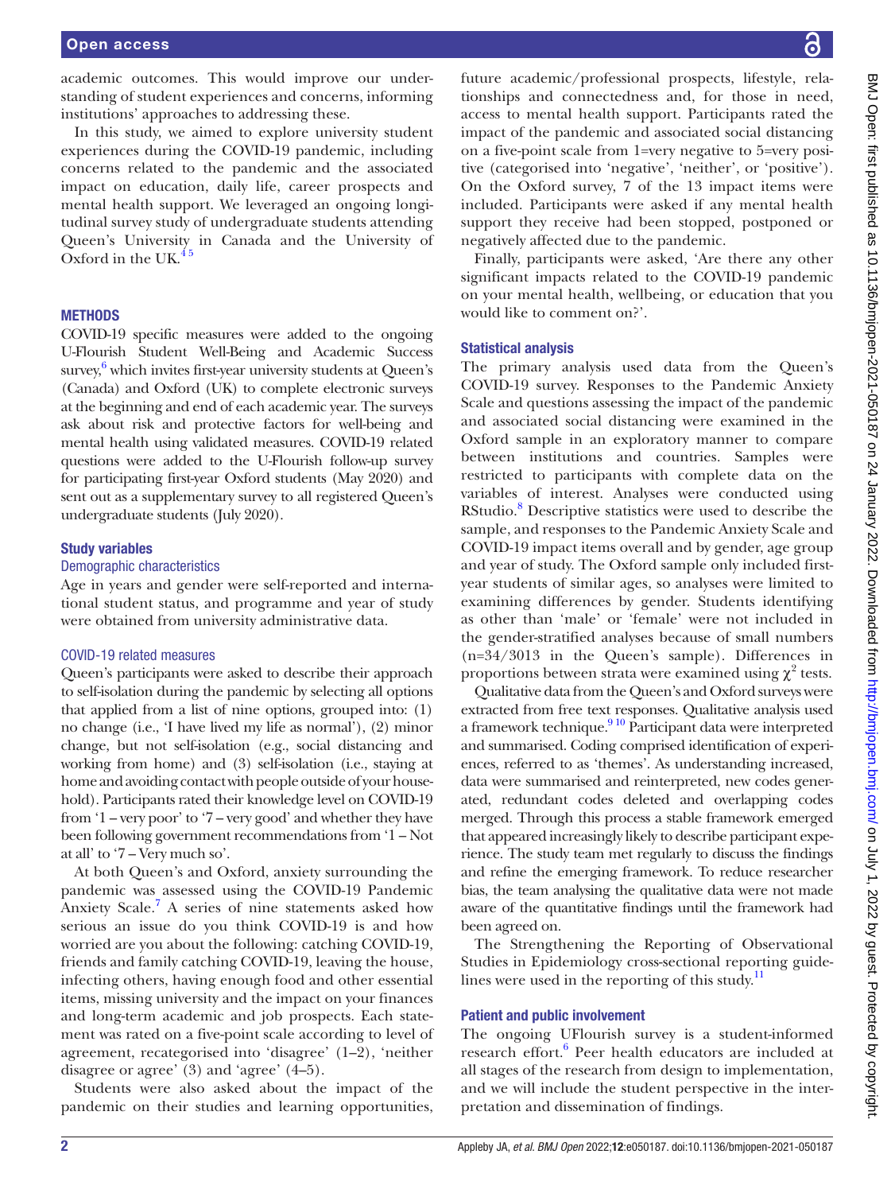academic outcomes. This would improve our understanding of student experiences and concerns, informing institutions' approaches to addressing these.

In this study, we aimed to explore university student experiences during the COVID-19 pandemic, including concerns related to the pandemic and the associated impact on education, daily life, career prospects and mental health support. We leveraged an ongoing longitudinal survey study of undergraduate students attending Queen's University in Canada and the University of Oxford in the UK.[4,5]

## METHODS

COVID-19 specific measures were added to the ongoing U-Flourish Student Well-Being and Academic Success survey,[6] which invites first-year university students at Queen's (Canada) and Oxford (UK) to complete electronic surveys at the beginning and end of each academic year. The surveys ask about risk and protective factors for well-being and mental health using validated measures. COVID-19 related questions were added to the U-Flourish follow-up survey for participating first-year Oxford students (May 2020) and sent out as a supplementary survey to all registered Queen's undergraduate students (July 2020).

### Study variables

#### Demographic characteristics

Age in years and gender were self-reported and international student status, and programme and year of study were obtained from university administrative data.

#### COVID-19 related measures

Queen's participants were asked to describe their approach to self-isolation during the pandemic by selecting all options that applied from a list of nine options, grouped into: (1) no change (i.e., 'I have lived my life as normal'), (2) minor change, but not self-isolation (e.g., social distancing and working from home) and (3) self-isolation (i.e., staying at home and avoiding contact with people outside of your household). Participants rated their knowledge level on COVID-19 from '1 – very poor' to '7 – very good' and whether they have been following government recommendations from '1 – Not at all' to '7 – Very much so'.

At both Queen's and Oxford, anxiety surrounding the pandemic was assessed using the COVID-19 Pandemic Anxiety Scale.[7] A series of nine statements asked how serious an issue do you think COVID-19 is and how worried are you about the following: catching COVID-19, friends and family catching COVID-19, leaving the house, infecting others, having enough food and other essential items, missing university and the impact on your finances and long-term academic and job prospects. Each statement was rated on a five-point scale according to level of agreement, recategorised into 'disagree' (1–2), 'neither disagree or agree' (3) and 'agree' (4–5).

Students were also asked about the impact of the pandemic on their studies and learning opportunities, future academic/professional prospects, lifestyle, relationships and connectedness and, for those in need, access to mental health support. Participants rated the impact of the pandemic and associated social distancing on a five-point scale from 1=very negative to 5=very positive (categorised into 'negative', 'neither', or 'positive'). On the Oxford survey, 7 of the 13 impact items were included. Participants were asked if any mental health support they receive had been stopped, postponed or negatively affected due to the pandemic.

Finally, participants were asked, 'Are there any other significant impacts related to the COVID-19 pandemic on your mental health, wellbeing, or education that you would like to comment on?'.

### Statistical analysis

The primary analysis used data from the Queen's COVID-19 survey. Responses to the Pandemic Anxiety Scale and questions assessing the impact of the pandemic and associated social distancing were examined in the Oxford sample in an exploratory manner to compare between institutions and countries. Samples were restricted to participants with complete data on the variables of interest. Analyses were conducted using RStudio.[8] Descriptive statistics were used to describe the sample, and responses to the Pandemic Anxiety Scale and COVID-19 impact items overall and by gender, age group and year of study. The Oxford sample only included first-year students of similar ages, so analyses were limited to examining differences by gender. Students identifying as other than 'male' or 'female' were not included in the gender-stratified analyses because of small numbers (n=34/3013 in the Queen's sample). Differences in proportions between strata were examined using $\chi^2$ tests.

Qualitative data from the Queen's and Oxford surveys were extracted from free text responses. Qualitative analysis used a framework technique.[9,10] Participant data were interpreted and summarised. Coding comprised identification of experiences, referred to as 'themes'. As understanding increased, data were summarised and reinterpreted, new codes generated, redundant codes deleted and overlapping codes merged. Through this process a stable framework emerged that appeared increasingly likely to describe participant experience. The study team met regularly to discuss the findings and refine the emerging framework. To reduce researcher bias, the team analysing the qualitative data were not made aware of the quantitative findings until the framework had been agreed on.

The Strengthening the Reporting of Observational Studies in Epidemiology cross-sectional reporting guidelines were used in the reporting of this study.[11]

### Patient and public involvement

The ongoing UFlourish survey is a student-informed research effort.[6] Peer health educators are included at all stages of the research from design to implementation, and we will include the student perspective in the interpretation and dissemination of findings.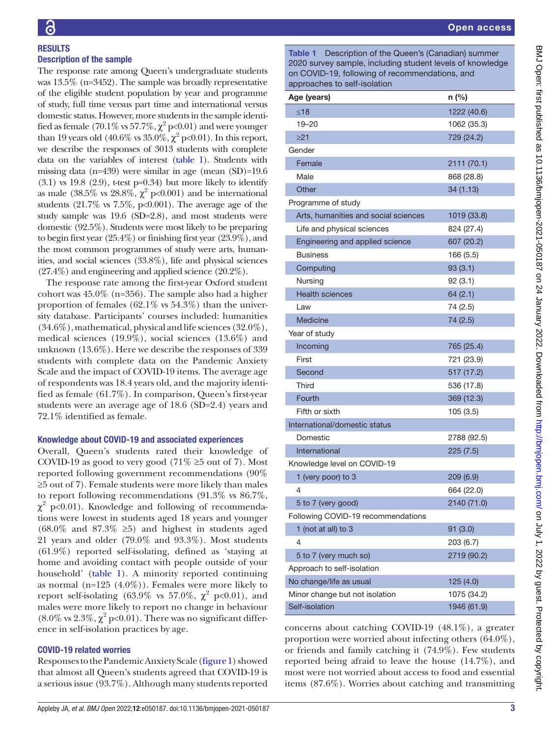## RESULTS

### Description of the sample

The response rate among Queen's undergraduate students was 13.5% (n=3452). The sample was broadly representative of the eligible student population by year and programme of study, full time versus part time and international versus domestic status. However, more students in the sample identified as female (70.1% vs 57.7%, $\chi^2$ p<0.01) and were younger than 19 years old (40.6% vs 35.0%, $\chi^2$ p<0.01). In this report, we describe the responses of 3013 students with complete data on the variables of interest (table 1). Students with missing data (n=439) were similar in age (mean (SD)=19.6 (3.1) vs 19.8 (2.9), t-test p=0.34) but more likely to identify as male (38.5% vs 28.8%, $\chi^2$ p<0.001) and be international students (21.7% vs 7.5%, p<0.001). The average age of the study sample was 19.6 (SD=2.8), and most students were domestic (92.5%). Students were most likely to be preparing to begin first year (25.4%) or finishing first year (23.9%), and the most common programmes of study were arts, humanities, and social sciences (33.8%), life and physical sciences (27.4%) and engineering and applied science (20.2%).

The response rate among the first-year Oxford student cohort was 45.0% (n=356). The sample also had a higher proportion of females (62.1% vs 54.3%) than the university database. Participants' courses included: humanities (34.6%), mathematical, physical and life sciences (32.0%), medical sciences (19.9%), social sciences (13.6%) and unknown (13.6%). Here we describe the responses of 339 students with complete data on the Pandemic Anxiety Scale and the impact of COVID-19 items. The average age of respondents was 18.4 years old, and the majority identified as female (61.7%). In comparison, Queen's first-year students were an average age of 18.6 (SD=2.4) years and 72.1% identified as female.

### Knowledge about COVID-19 and associated experiences

Overall, Queen's students rated their knowledge of COVID-19 as good to very good (71% ≥5 out of 7). Most reported following government recommendations (90% ≥5 out of 7). Female students were more likely than males to report following recommendations (91.3% vs 86.7%, $\chi^2$ p<0.01). Knowledge and following of recommendations were lowest in students aged 18 years and younger (68.0% and 87.3% ≥5) and highest in students aged 21 years and older (79.0% and 93.3%). Most students (61.9%) reported self-isolating, defined as 'staying at home and avoiding contact with people outside of your household' (table 1). A minority reported continuing as normal (n=125 (4.0%)). Females were more likely to report self-isolating (63.9% vs 57.0%, $\chi^2$ p<0.01), and males were more likely to report no change in behaviour (8.0% vs 2.3%, $\chi^2$ p<0.01). There was no significant difference in self-isolation practices by age.

### COVID-19 related worries

Responses to the Pandemic Anxiety Scale (figure 1) showed that almost all Queen's students agreed that COVID-19 is a serious issue (93.7%). Although many students reported concerns about catching COVID-19 (48.1%), a greater proportion were worried about infecting others (64.0%), or friends and family catching it (74.9%). Few students reported being afraid to leave the house (14.7%), and most were not worried about access to food and essential items (87.6%). Worries about catching and transmitting

**Table 1** Description of the Queen's (Canadian) summer 2020 survey sample, including student levels of knowledge on COVID-19, following of recommendations, and approaches to self-isolation

| Age (years) | n (%) |
|---|---|
| ≤18 | 1222 (40.6) |
| 19–20 | 1062 (35.3) |
| ≥21 | 729 (24.2) |
| Gender | |
| Female | 2111 (70.1) |
| Male | 868 (28.8) |
| Other | 34 (1.13) |
| Programme of study | |
| Arts, humanities and social sciences | 1019 (33.8) |
| Life and physical sciences | 824 (27.4) |
| Engineering and applied science | 607 (20.2) |
| Business | 166 (5.5) |
| Computing | 93 (3.1) |
| Nursing | 92 (3.1) |
| Health sciences | 64 (2.1) |
| Law | 74 (2.5) |
| Medicine | 74 (2.5) |
| Year of study | |
| Incoming | 765 (25.4) |
| First | 721 (23.9) |
| Second | 517 (17.2) |
| Third | 536 (17.8) |
| Fourth | 369 (12.3) |
| Fifth or sixth | 105 (3.5) |
| International/domestic status | |
| Domestic | 2788 (92.5) |
| International | 225 (7.5) |
| Knowledge level on COVID-19 | |
| 1 (very poor) to 3 | 209 (6.9) |
| 4 | 664 (22.0) |
| 5 to 7 (very good) | 2140 (71.0) |
| Following COVID-19 recommendations | |
| 1 (not at all) to 3 | 91 (3.0) |
| 4 | 203 (6.7) |
| 5 to 7 (very much so) | 2719 (90.2) |
| Approach to self-isolation | |
| No change/life as usual | 125 (4.0) |
| Minor change but not isolation | 1075 (34.2) |
| Self-isolation | 1946 (61.9) |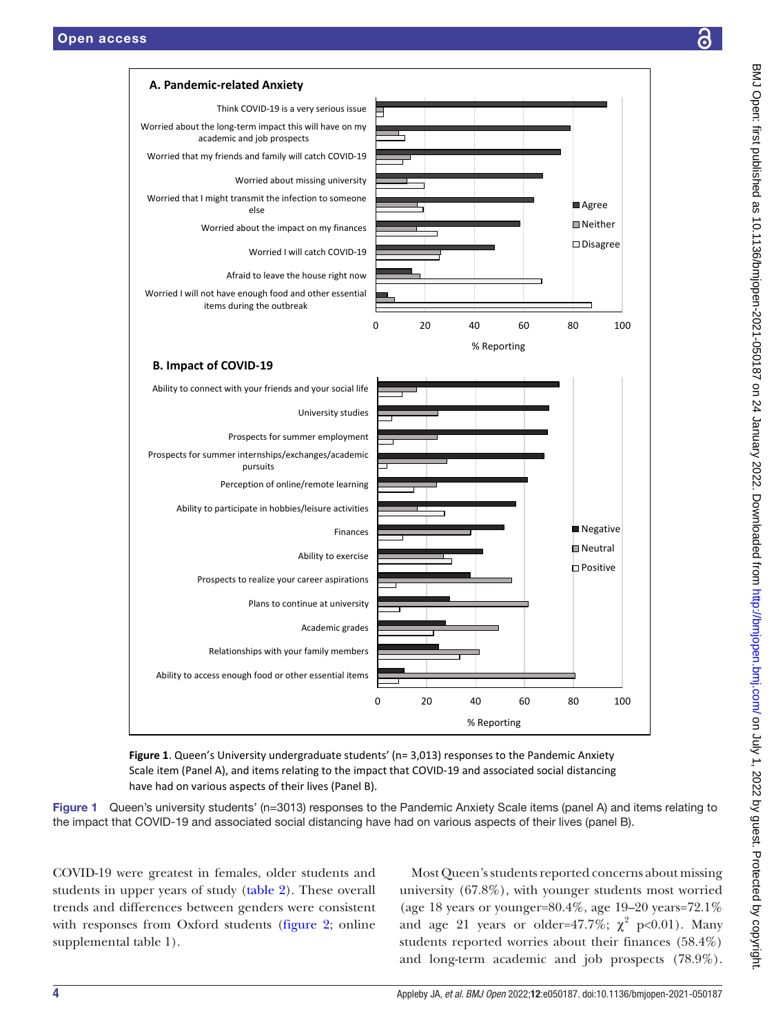**Figure 1**. Queen's University undergraduate students' (n= 3,013) responses to the Pandemic Anxiety Scale item (Panel A), and items relating to the impact that COVID-19 and associated social distancing have had on various aspects of their lives (Panel B).

Figure 1 Queen's university students' (n=3013) responses to the Pandemic Anxiety Scale items (panel A) and items relating to the impact that COVID-19 and associated social distancing have had on various aspects of their lives (panel B).

COVID-19 were greatest in females, older students and students in upper years of study (table 2). These overall trends and differences between genders were consistent with responses from Oxford students (figure 2; online supplemental table 1).

Most Queen's students reported concerns about missing university (67.8%), with younger students most worried (age 18 years or younger=80.4%, age 19–20 years=72.1% and age 21 years or older=47.7%; $\chi^2$ p<0.01). Many students reported worries about their finances (58.4%) and long-term academic and job prospects (78.9%).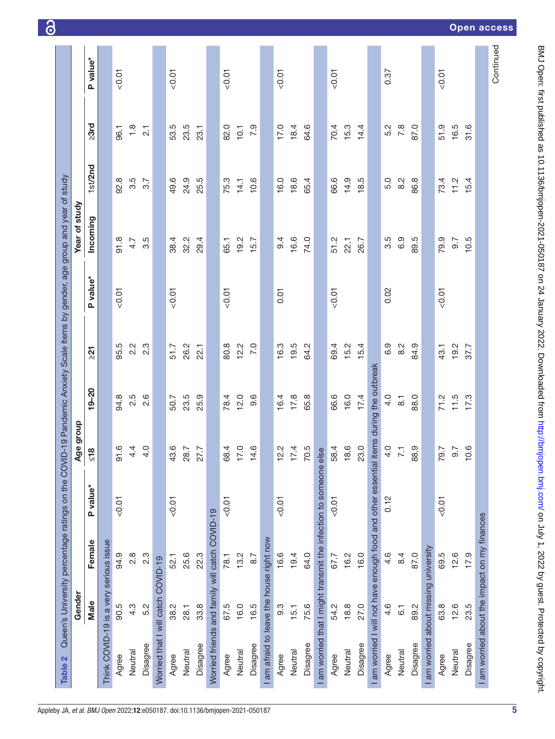**Table 2** Queen's University percentage ratings on the COVID-19 Pandemic Anxiety Scale items by gender, age group and year of study

| | Gender | | | Age group | | | | Year of study | | | |
|---|---|---|---|---|---|---|---|---|---|---|---|
| | Male | Female | P value* | ≤18 | 19–20 | ≥21 | P value* | Incoming | 1st/2nd | ≥3rd | P value* |
| **Think COVID-19 is a very serious issue** | | | | | | | | | | | |
| Agree | 90.5 | 94.9 | <0.01 | 91.6 | 94.8 | 95.5 | <0.01 | 91.8 | 92.8 | 96.1 | <0.01 |
| Neutral | 4.3 | 2.8 | | 4.4 | 2.5 | 2.2 | | 4.7 | 3.5 | 1.8 | |
| Disagree | 5.2 | 2.3 | | 4.0 | 2.6 | 2.3 | | 3.5 | 3.7 | 2.1 | |
| **Worried that I will catch COVID-19** | | | | | | | | | | | |
| Agree | 38.2 | 52.1 | <0.01 | 43.6 | 50.7 | 51.7 | <0.01 | 38.4 | 49.6 | 53.5 | <0.01 |
| Neutral | 28.1 | 25.6 | | 28.7 | 23.5 | 26.2 | | 32.2 | 24.9 | 23.5 | |
| Disagree | 33.8 | 22.3 | | 27.7 | 25.9 | 22.1 | | 29.4 | 25.5 | 23.1 | |
| **Worried friends and family will catch COVID-19** | | | | | | | | | | | |
| Agree | 67.5 | 78.1 | <0.01 | 68.4 | 78.4 | 80.8 | <0.01 | 65.1 | 75.3 | 82.0 | <0.01 |
| Neutral | 16.0 | 13.2 | | 17.0 | 12.0 | 12.2 | | 19.2 | 14.1 | 10.1 | |
| Disagree | 16.5 | 8.7 | | 14.6 | 9.6 | 7.0 | | 15.7 | 10.6 | 7.9 | |
| **I am afraid to leave the house right now** | | | | | | | | | | | |
| Agree | 9.3 | 16.6 | <0.01 | 12.2 | 16.4 | 16.3 | 0.01 | 9.4 | 16.0 | 17.0 | <0.01 |
| Neutral | 15.1 | 19.4 | | 17.4 | 17.8 | 19.5 | | 16.6 | 18.6 | 18.4 | |
| Disagree | 75.6 | 64.0 | | 70.5 | 65.8 | 64.2 | | 74.0 | 65.4 | 64.6 | |
| **I am worried that I might transmit the infection to someone else** | | | | | | | | | | | |
| Agree | 54.2 | 67.7 | <0.01 | 58.4 | 66.6 | 69.4 | <0.01 | 51.2 | 66.6 | 70.4 | <0.01 |
| Neutral | 18.8 | 16.2 | | 18.6 | 16.0 | 15.2 | | 22.1 | 14.9 | 15.3 | |
| Disagree | 27.0 | 16.0 | | 23.0 | 17.4 | 15.4 | | 26.7 | 18.5 | 14.4 | |
| **I am worried I will not have enough food and other essential items during the outbreak** | | | | | | | | | | | |
| Agree | 4.6 | 4.6 | 0.12 | 4.0 | 4.0 | 6.9 | 0.02 | 3.5 | 5.0 | 5.2 | 0.37 |
| Neutral | 6.1 | 8.4 | | 7.1 | 8.1 | 8.2 | | 6.9 | 8.2 | 7.8 | |
| Disagree | 89.2 | 87.0 | | 88.9 | 88.0 | 84.9 | | 89.5 | 86.8 | 87.0 | |
| **I am worried about missing university** | | | | | | | | | | | |
| Agree | 63.8 | 69.5 | <0.01 | 79.7 | 71.2 | 43.1 | <0.01 | 79.9 | 73.4 | 51.9 | <0.01 |
| Neutral | 12.6 | 12.6 | | 9.7 | 11.5 | 19.2 | | 9.7 | 11.2 | 16.5 | |
| Disagree | 23.5 | 17.9 | | 10.6 | 17.3 | 37.7 | | 10.5 | 15.4 | 31.6 | |
| **I am worried about the impact on my finances** | | | | | | | | | | | |

Continued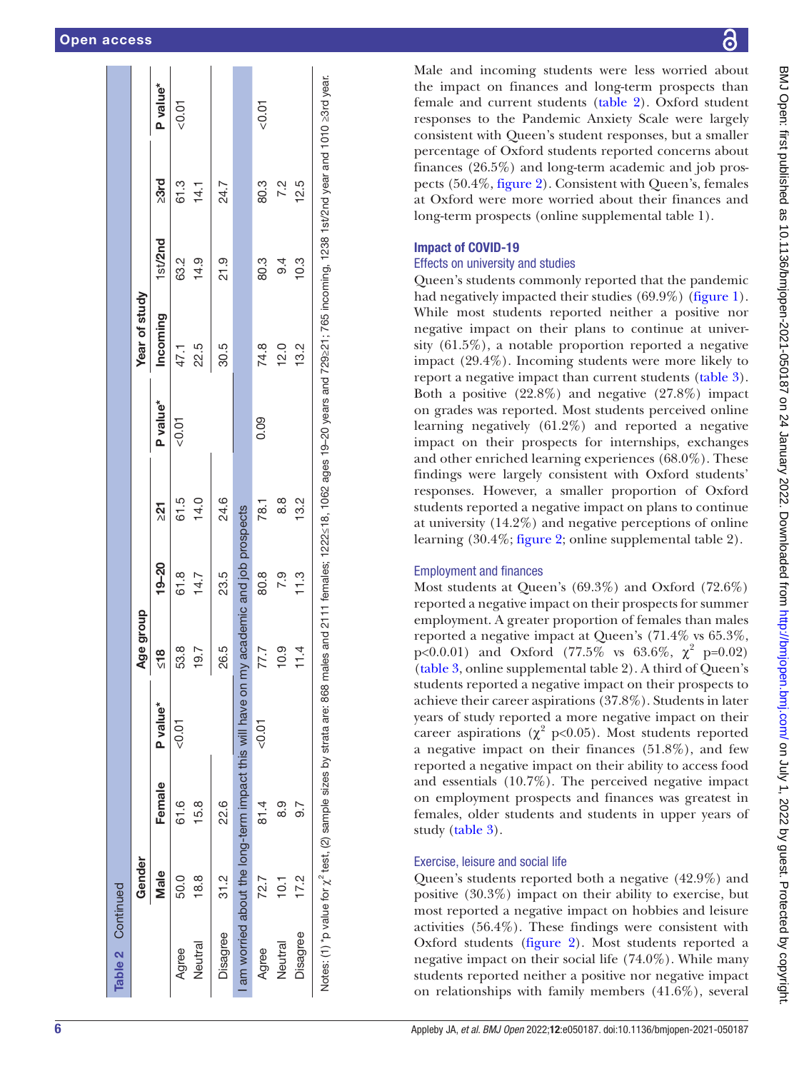**Table 2** Continued

| | Gender | | | Age group | | | | Year of study | | | |
|---|---|---|---|---|---|---|---|---|---|---|---|
| | Male | Female | P value* | ≤18 | 19–20 | ≥21 | P value* | Incoming | 1st/2nd | ≥3rd | P value* |
| Agree | 50.0 | 61.6 | <0.01 | 53.8 | 61.8 | 61.5 | <0.01 | 47.1 | 63.2 | 61.3 | <0.01 |
| Neutral | 18.8 | 15.8 | | 19.7 | 14.7 | 14.0 | | 22.5 | 14.9 | 14.1 | |
| Disagree | 31.2 | 22.6 | | 26.5 | 23.5 | 24.6 | | 30.5 | 21.9 | 24.7 | |
| **I am worried about the long-term impact this will have on my academic and job prospects** | | | | | | | | | | | |
| Agree | 72.7 | 81.4 | <0.01 | 77.7 | 80.8 | 78.1 | 0.09 | 74.8 | 80.3 | 80.3 | <0.01 |
| Neutral | 10.1 | 8.9 | | 10.9 | 7.9 | 8.8 | | 12.0 | 9.4 | 7.2 | |
| Disagree | 17.2 | 9.7 | | 11.4 | 11.3 | 13.2 | | 13.2 | 10.3 | 12.5 | |

Notes: (1) *p value for $\chi^2$ test, (2) sample sizes by strata are: 868 males and 2111 females; 1222≤18, 1062 ages 19–20 years and 729≥21; 765 incoming, 1238 1st/2nd year and 1010 ≥3rd year.

Male and incoming students were less worried about the impact on finances and long-term prospects than female and current students (table 2). Oxford student responses to the Pandemic Anxiety Scale were largely consistent with Queen's student responses, but a smaller percentage of Oxford students reported concerns about finances (26.5%) and long-term academic and job prospects (50.4%, figure 2). Consistent with Queen's, females at Oxford were more worried about their finances and long-term prospects (online supplemental table 1).

## Impact of COVID-19

### Effects on university and studies

Queen's students commonly reported that the pandemic had negatively impacted their studies (69.9%) (figure 1). While most students reported neither a positive nor negative impact on their plans to continue at university (61.5%), a notable proportion reported a negative impact (29.4%). Incoming students were more likely to report a negative impact than current students (table 3). Both a positive (22.8%) and negative (27.8%) impact on grades was reported. Most students perceived online learning negatively (61.2%) and reported a negative impact on their prospects for internships, exchanges and other enriched learning experiences (68.0%). These findings were largely consistent with Oxford students' responses. However, a smaller proportion of Oxford students reported a negative impact on plans to continue at university (14.2%) and negative perceptions of online learning (30.4%; figure 2; online supplemental table 2).

### Employment and finances

Most students at Queen's (69.3%) and Oxford (72.6%) reported a negative impact on their prospects for summer employment. A greater proportion of females than males reported a negative impact at Queen's (71.4% vs 65.3%, p<0.0.01) and Oxford (77.5% vs 63.6%, $\chi^2$ p=0.02) (table 3, online supplemental table 2). A third of Queen's students reported a negative impact on their prospects to achieve their career aspirations (37.8%). Students in later years of study reported a more negative impact on their career aspirations ($\chi^2$ p<0.05). Most students reported a negative impact on their finances (51.8%), and few reported a negative impact on their ability to access food and essentials (10.7%). The perceived negative impact on employment prospects and finances was greatest in females, older students and students in upper years of study (table 3).

### Exercise, leisure and social life

Queen's students reported both a negative (42.9%) and positive (30.3%) impact on their ability to exercise, but most reported a negative impact on hobbies and leisure activities (56.4%). These findings were consistent with Oxford students (figure 2). Most students reported a negative impact on their social life (74.0%). While many students reported neither a positive nor negative impact on relationships with family members (41.6%), several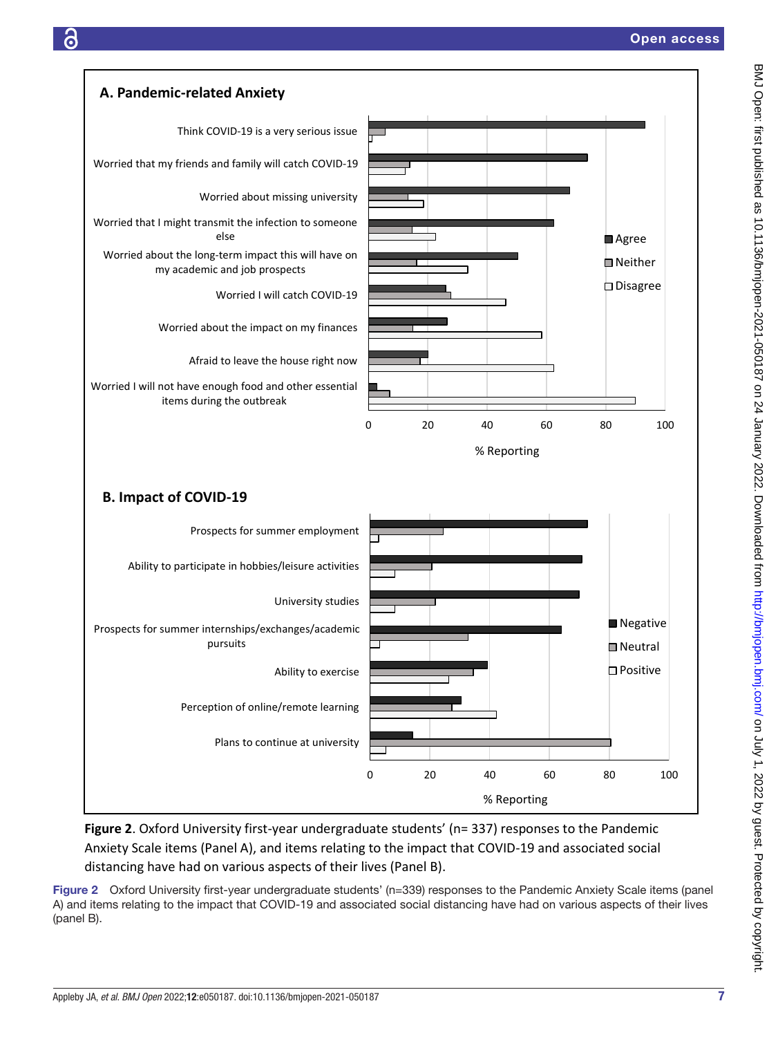**A. Pandemic-related Anxiety**

Think COVID-19 is a very serious issue

Worried that my friends and family will catch COVID-19

Worried about missing university

Worried that I might transmit the infection to someone else

Worried about the long-term impact this will have on my academic and job prospects

Worried I will catch COVID-19

Worried about the impact on my finances

Afraid to leave the house right now

Worried I will not have enough food and other essential items during the outbreak

Agree / Neither / Disagree

0 20 40 60 80 100

% Reporting

**B. Impact of COVID-19**

Prospects for summer employment

Ability to participate in hobbies/leisure activities

University studies

Prospects for summer internships/exchanges/academic pursuits

Ability to exercise

Perception of online/remote learning

Plans to continue at university

Negative / Neutral / Positive

0 20 40 60 80 100

% Reporting

**Figure 2**. Oxford University first-year undergraduate students' (n= 337) responses to the Pandemic Anxiety Scale items (Panel A), and items relating to the impact that COVID-19 and associated social distancing have had on various aspects of their lives (Panel B).

Figure 2 Oxford University first-year undergraduate students' (n=339) responses to the Pandemic Anxiety Scale items (panel A) and items relating to the impact that COVID-19 and associated social distancing have had on various aspects of their lives (panel B).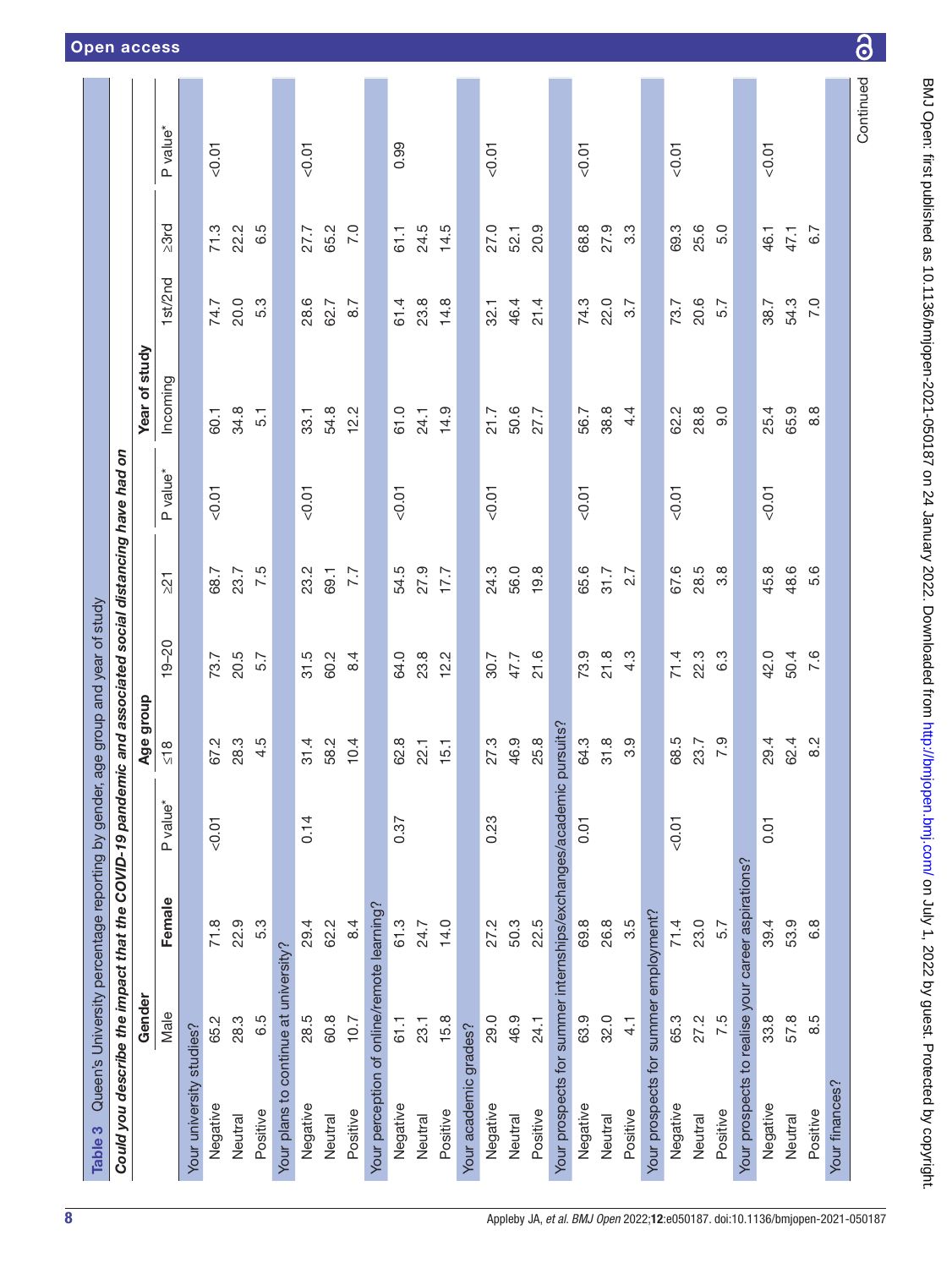**Table 3** Queen's University percentage reporting by gender, age group and year of study

*Could you describe the impact that the COVID-19 pandemic and associated social distancing have had on*

| | Gender | | | Age group | | | | Year of study | | | |
|---|---|---|---|---|---|---|---|---|---|---|---|
| | Male | Female | P value* | ≤18 | 19–20 | ≥21 | P value* | Incoming | 1st/2nd | ≥3rd | P value* |
| **Your university studies?** | | | | | | | | | | | |
| Negative | 65.2 | 71.8 | <0.01 | 67.2 | 73.7 | 68.7 | <0.01 | 60.1 | 74.7 | 71.3 | <0.01 |
| Neutral | 28.3 | 22.9 | | 28.3 | 20.5 | 23.7 | | 34.8 | 20.0 | 22.2 | |
| Positive | 6.5 | 5.3 | | 4.5 | 5.7 | 7.5 | | 5.1 | 5.3 | 6.5 | |
| **Your plans to continue at university?** | | | | | | | | | | | |
| Negative | 28.5 | 29.4 | 0.14 | 31.4 | 31.5 | 23.2 | <0.01 | 33.1 | 28.6 | 27.7 | <0.01 |
| Neutral | 60.8 | 62.2 | | 58.2 | 60.2 | 69.1 | | 54.8 | 62.7 | 65.2 | |
| Positive | 10.7 | 8.4 | | 10.4 | 8.4 | 7.7 | | 12.2 | 8.7 | 7.0 | |
| **Your perception of online/remote learning?** | | | | | | | | | | | |
| Negative | 61.1 | 61.3 | 0.37 | 62.8 | 64.0 | 54.5 | <0.01 | 61.0 | 61.4 | 61.1 | 0.99 |
| Neutral | 23.1 | 24.7 | | 22.1 | 23.8 | 27.9 | | 24.1 | 23.8 | 24.5 | |
| Positive | 15.8 | 14.0 | | 15.1 | 12.2 | 17.7 | | 14.9 | 14.8 | 14.5 | |
| **Your academic grades?** | | | | | | | | | | | |
| Negative | 29.0 | 27.2 | 0.23 | 27.3 | 30.7 | 24.3 | <0.01 | 21.7 | 32.1 | 27.0 | <0.01 |
| Neutral | 46.9 | 50.3 | | 46.9 | 47.7 | 56.0 | | 50.6 | 46.4 | 52.1 | |
| Positive | 24.1 | 22.5 | | 25.8 | 21.6 | 19.8 | | 27.7 | 21.4 | 20.9 | |
| **Your prospects for summer internships/exchanges/academic pursuits?** | | | | | | | | | | | |
| Negative | 63.9 | 69.8 | 0.01 | 64.3 | 73.9 | 65.6 | <0.01 | 56.7 | 74.3 | 68.8 | <0.01 |
| Neutral | 32.0 | 26.8 | | 31.8 | 21.8 | 31.7 | | 38.8 | 22.0 | 27.9 | |
| Positive | 4.1 | 3.5 | | 3.9 | 4.3 | 2.7 | | 4.4 | 3.7 | 3.3 | |
| **Your prospects for summer employment?** | | | | | | | | | | | |
| Negative | 65.3 | 71.4 | <0.01 | 68.5 | 71.4 | 67.6 | <0.01 | 62.2 | 73.7 | 69.3 | <0.01 |
| Neutral | 27.2 | 23.0 | | 23.7 | 22.3 | 28.5 | | 28.8 | 20.6 | 25.6 | |
| Positive | 7.5 | 5.7 | | 7.9 | 6.3 | 3.8 | | 9.0 | 5.7 | 5.0 | |
| **Your prospects to realise your career aspirations?** | | | | | | | | | | | |
| Negative | 33.8 | 39.4 | 0.01 | 29.4 | 42.0 | 45.8 | <0.01 | 25.4 | 38.7 | 46.1 | <0.01 |
| Neutral | 57.8 | 53.9 | | 62.4 | 50.4 | 48.6 | | 65.9 | 54.3 | 47.1 | |
| Positive | 8.5 | 6.8 | | 8.2 | 7.6 | 5.6 | | 8.8 | 7.0 | 6.7 | |
| **Your finances?** | | | | | | | | | | | |

Continued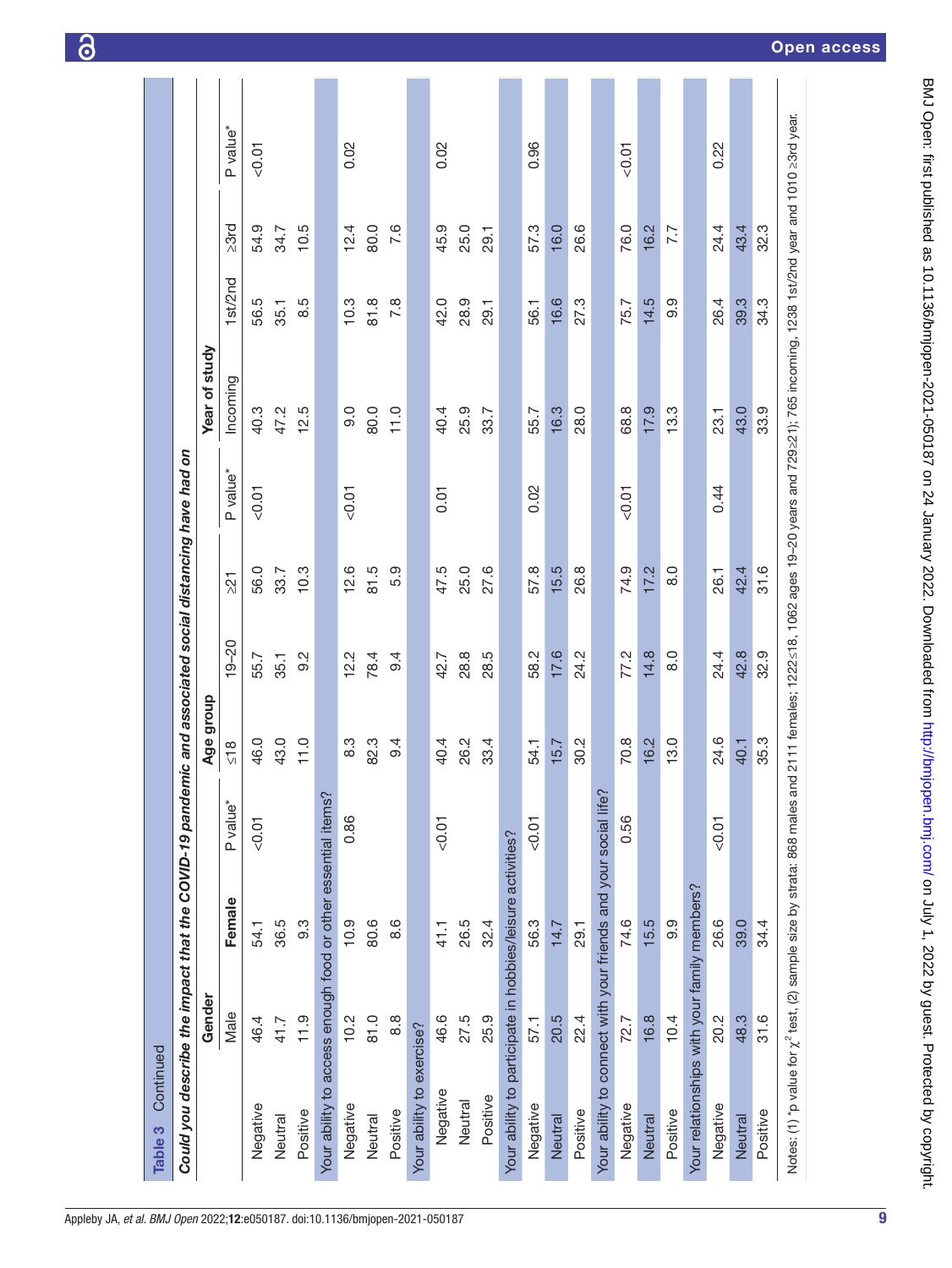**Table 3 Continued**

| *Could you describe the impact that the COVID-19 pandemic and associated social distancing have had on* | Gender | | | Age group | | | | Year of study | | | |
|---|---|---|---|---|---|---|---|---|---|---|---|
| | Male | Female | P value* | ≤18 | 19–20 | ≥21 | P value* | Incoming | 1st/2nd | ≥3rd | P value* |
| Negative | 46.4 | 54.1 | <0.01 | 46.0 | 55.7 | 56.0 | <0.01 | 40.3 | 56.5 | 54.9 | <0.01 |
| Neutral | 41.7 | 36.5 | | 43.0 | 35.1 | 33.7 | | 47.2 | 35.1 | 34.7 | |
| Positive | 11.9 | 9.3 | | 11.0 | 9.2 | 10.3 | | 12.5 | 8.5 | 10.5 | |
| Your ability to access enough food or other essential items? | | | | | | | | | | | |
| Negative | 10.2 | 10.9 | 0.86 | 8.3 | 12.2 | 12.6 | <0.01 | 9.0 | 10.3 | 12.4 | 0.02 |
| Neutral | 81.0 | 80.6 | | 82.3 | 78.4 | 81.5 | | 80.0 | 81.8 | 80.0 | |
| Positive | 8.8 | 8.6 | | 9.4 | 9.4 | 5.9 | | 11.0 | 7.8 | 7.6 | |
| Your ability to exercise? | | | | | | | | | | | |
| Negative | 46.6 | 41.1 | <0.01 | 40.4 | 42.7 | 47.5 | 0.01 | 40.4 | 42.0 | 45.9 | 0.02 |
| Neutral | 27.5 | 26.5 | | 26.2 | 28.8 | 25.0 | | 25.9 | 28.9 | 25.0 | |
| Positive | 25.9 | 32.4 | | 33.4 | 28.5 | 27.6 | | 33.7 | 29.1 | 29.1 | |
| Your ability to participate in hobbies/leisure activities? | | | | | | | | | | | |
| Negative | 57.1 | 56.3 | <0.01 | 54.1 | 58.2 | 57.8 | 0.02 | 55.7 | 56.1 | 57.3 | 0.96 |
| Neutral | 20.5 | 14.7 | | 15.7 | 17.6 | 15.5 | | 16.3 | 16.6 | 16.0 | |
| Positive | 22.4 | 29.1 | | 30.2 | 24.2 | 26.8 | | 28.0 | 27.3 | 26.6 | |
| Your ability to connect with your friends and your social life? | | | | | | | | | | | |
| Negative | 72.7 | 74.6 | 0.56 | 70.8 | 77.2 | 74.9 | <0.01 | 68.8 | 75.7 | 76.0 | <0.01 |
| Neutral | 16.8 | 15.5 | | 16.2 | 14.8 | 17.2 | | 17.9 | 14.5 | 16.2 | |
| Positive | 10.4 | 9.9 | | 13.0 | 8.0 | 8.0 | | 13.3 | 9.9 | 7.7 | |
| Your relationships with your family members? | | | | | | | | | | | |
| Negative | 20.2 | 26.6 | <0.01 | 24.6 | 24.4 | 26.1 | 0.44 | 23.1 | 26.4 | 24.4 | 0.22 |
| Neutral | 48.3 | 39.0 | | 40.1 | 42.8 | 42.4 | | 43.0 | 39.3 | 43.4 | |
| Positive | 31.6 | 34.4 | | 35.3 | 32.9 | 31.6 | | 33.9 | 34.3 | 32.3 | |

Notes: (1) *p value for $\chi^2$ test, (2) sample size by strata: 868 males and 2111 females; 1222≤18, 1062 ages 19–20 years and 729≥21); 765 incoming, 1238 1st/2nd year and 1010 ≥3rd year.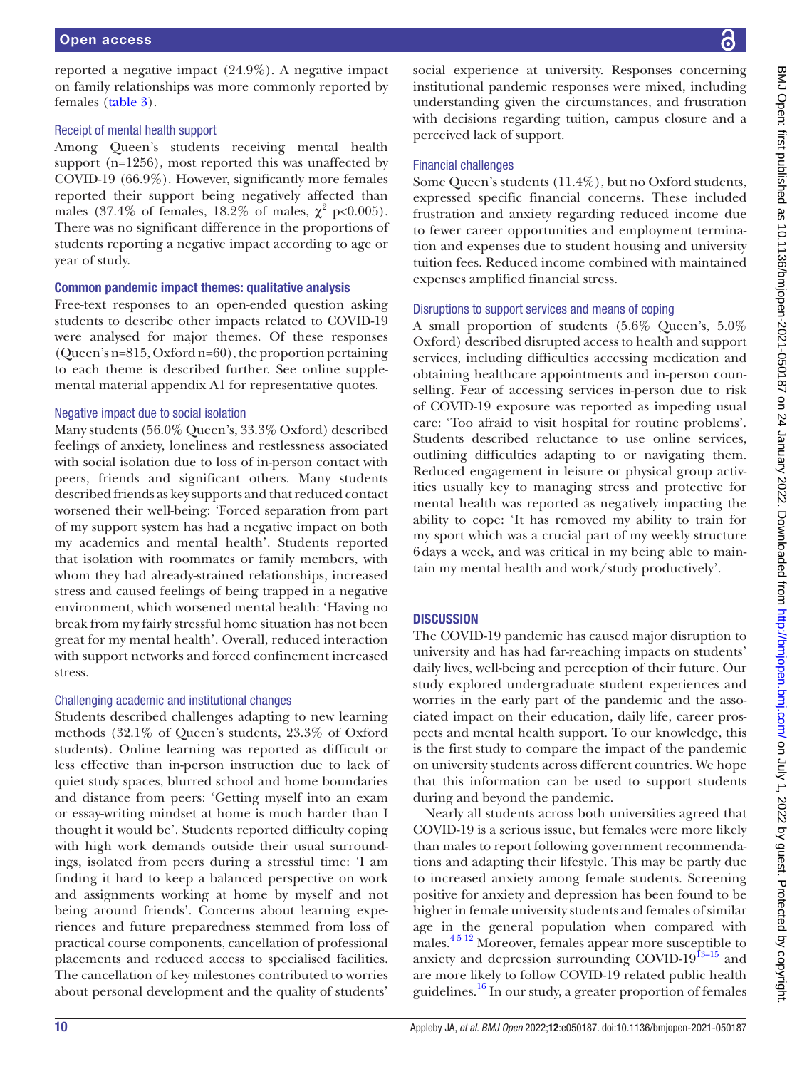reported a negative impact (24.9%). A negative impact on family relationships was more commonly reported by females (table 3).

### Receipt of mental health support

Among Queen's students receiving mental health support (n=1256), most reported this was unaffected by COVID-19 (66.9%). However, significantly more females reported their support being negatively affected than males (37.4% of females, 18.2% of males, $\chi^2$ p<0.005). There was no significant difference in the proportions of students reporting a negative impact according to age or year of study.

## Common pandemic impact themes: qualitative analysis

Free-text responses to an open-ended question asking students to describe other impacts related to COVID-19 were analysed for major themes. Of these responses (Queen's n=815, Oxford n=60), the proportion pertaining to each theme is described further. See online supplemental material appendix A1 for representative quotes.

### Negative impact due to social isolation

Many students (56.0% Queen's, 33.3% Oxford) described feelings of anxiety, loneliness and restlessness associated with social isolation due to loss of in-person contact with peers, friends and significant others. Many students described friends as key supports and that reduced contact worsened their well-being: 'Forced separation from part of my support system has had a negative impact on both my academics and mental health'. Students reported that isolation with roommates or family members, with whom they had already-strained relationships, increased stress and caused feelings of being trapped in a negative environment, which worsened mental health: 'Having no break from my fairly stressful home situation has not been great for my mental health'. Overall, reduced interaction with support networks and forced confinement increased stress.

### Challenging academic and institutional changes

Students described challenges adapting to new learning methods (32.1% of Queen's students, 23.3% of Oxford students). Online learning was reported as difficult or less effective than in-person instruction due to lack of quiet study spaces, blurred school and home boundaries and distance from peers: 'Getting myself into an exam or essay-writing mindset at home is much harder than I thought it would be'. Students reported difficulty coping with high work demands outside their usual surroundings, isolated from peers during a stressful time: 'I am finding it hard to keep a balanced perspective on work and assignments working at home by myself and not being around friends'. Concerns about learning experiences and future preparedness stemmed from loss of practical course components, cancellation of professional placements and reduced access to specialised facilities. The cancellation of key milestones contributed to worries about personal development and the quality of students' social experience at university. Responses concerning institutional pandemic responses were mixed, including understanding given the circumstances, and frustration with decisions regarding tuition, campus closure and a perceived lack of support.

### Financial challenges

Some Queen's students (11.4%), but no Oxford students, expressed specific financial concerns. These included frustration and anxiety regarding reduced income due to fewer career opportunities and employment termination and expenses due to student housing and university tuition fees. Reduced income combined with maintained expenses amplified financial stress.

### Disruptions to support services and means of coping

A small proportion of students (5.6% Queen's, 5.0% Oxford) described disrupted access to health and support services, including difficulties accessing medication and obtaining healthcare appointments and in-person counselling. Fear of accessing services in-person due to risk of COVID-19 exposure was reported as impeding usual care: 'Too afraid to visit hospital for routine problems'. Students described reluctance to use online services, outlining difficulties adapting to or navigating them. Reduced engagement in leisure or physical group activities usually key to managing stress and protective for mental health was reported as negatively impacting the ability to cope: 'It has removed my ability to train for my sport which was a crucial part of my weekly structure 6 days a week, and was critical in my being able to maintain my mental health and work/study productively'.

## DISCUSSION

The COVID-19 pandemic has caused major disruption to university and has had far-reaching impacts on students' daily lives, well-being and perception of their future. Our study explored undergraduate student experiences and worries in the early part of the pandemic and the associated impact on their education, daily life, career prospects and mental health support. To our knowledge, this is the first study to compare the impact of the pandemic on university students across different countries. We hope that this information can be used to support students during and beyond the pandemic.

Nearly all students across both universities agreed that COVID-19 is a serious issue, but females were more likely than males to report following government recommendations and adapting their lifestyle. This may be partly due to increased anxiety among female students. Screening positive for anxiety and depression has been found to be higher in female university students and females of similar age in the general population when compared with males.[4 5 12] Moreover, females appear more susceptible to anxiety and depression surrounding COVID-19[13–15] and are more likely to follow COVID-19 related public health guidelines.[16] In our study, a greater proportion of females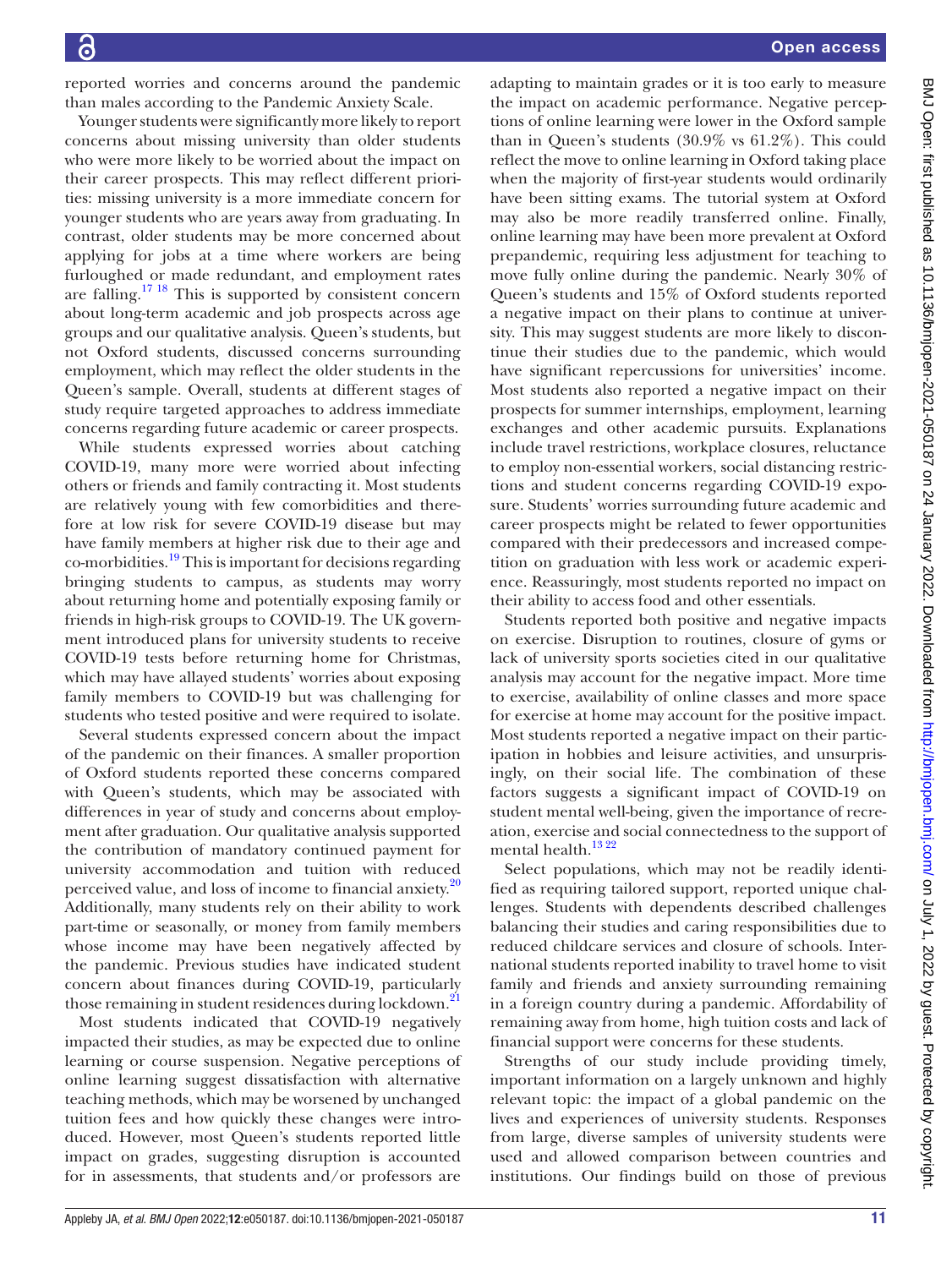reported worries and concerns around the pandemic than males according to the Pandemic Anxiety Scale.

Younger students were significantly more likely to report concerns about missing university than older students who were more likely to be worried about the impact on their career prospects. This may reflect different priorities: missing university is a more immediate concern for younger students who are years away from graduating. In contrast, older students may be more concerned about applying for jobs at a time where workers are being furloughed or made redundant, and employment rates are falling.[17 18] This is supported by consistent concern about long-term academic and job prospects across age groups and our qualitative analysis. Queen's students, but not Oxford students, discussed concerns surrounding employment, which may reflect the older students in the Queen's sample. Overall, students at different stages of study require targeted approaches to address immediate concerns regarding future academic or career prospects.

While students expressed worries about catching COVID-19, many more were worried about infecting others or friends and family contracting it. Most students are relatively young with few comorbidities and therefore at low risk for severe COVID-19 disease but may have family members at higher risk due to their age and co-morbidities.[19] This is important for decisions regarding bringing students to campus, as students may worry about returning home and potentially exposing family or friends in high-risk groups to COVID-19. The UK government introduced plans for university students to receive COVID-19 tests before returning home for Christmas, which may have allayed students' worries about exposing family members to COVID-19 but was challenging for students who tested positive and were required to isolate.

Several students expressed concern about the impact of the pandemic on their finances. A smaller proportion of Oxford students reported these concerns compared with Queen's students, which may be associated with differences in year of study and concerns about employment after graduation. Our qualitative analysis supported the contribution of mandatory continued payment for university accommodation and tuition with reduced perceived value, and loss of income to financial anxiety.[20] Additionally, many students rely on their ability to work part-time or seasonally, or money from family members whose income may have been negatively affected by the pandemic. Previous studies have indicated student concern about finances during COVID-19, particularly those remaining in student residences during lockdown.[21]

Most students indicated that COVID-19 negatively impacted their studies, as may be expected due to online learning or course suspension. Negative perceptions of online learning suggest dissatisfaction with alternative teaching methods, which may be worsened by unchanged tuition fees and how quickly these changes were introduced. However, most Queen's students reported little impact on grades, suggesting disruption is accounted for in assessments, that students and/or professors are adapting to maintain grades or it is too early to measure the impact on academic performance. Negative perceptions of online learning were lower in the Oxford sample than in Queen's students (30.9% vs 61.2%). This could reflect the move to online learning in Oxford taking place when the majority of first-year students would ordinarily have been sitting exams. The tutorial system at Oxford may also be more readily transferred online. Finally, online learning may have been more prevalent at Oxford prepandemic, requiring less adjustment for teaching to move fully online during the pandemic. Nearly 30% of Queen's students and 15% of Oxford students reported a negative impact on their plans to continue at university. This may suggest students are more likely to discontinue their studies due to the pandemic, which would have significant repercussions for universities' income. Most students also reported a negative impact on their prospects for summer internships, employment, learning exchanges and other academic pursuits. Explanations include travel restrictions, workplace closures, reluctance to employ non-essential workers, social distancing restrictions and student concerns regarding COVID-19 exposure. Students' worries surrounding future academic and career prospects might be related to fewer opportunities compared with their predecessors and increased competition on graduation with less work or academic experience. Reassuringly, most students reported no impact on their ability to access food and other essentials.

Students reported both positive and negative impacts on exercise. Disruption to routines, closure of gyms or lack of university sports societies cited in our qualitative analysis may account for the negative impact. More time to exercise, availability of online classes and more space for exercise at home may account for the positive impact. Most students reported a negative impact on their participation in hobbies and leisure activities, and unsurprisingly, on their social life. The combination of these factors suggests a significant impact of COVID-19 on student mental well-being, given the importance of recreation, exercise and social connectedness to the support of mental health.[13 22]

Select populations, which may not be readily identified as requiring tailored support, reported unique challenges. Students with dependents described challenges balancing their studies and caring responsibilities due to reduced childcare services and closure of schools. International students reported inability to travel home to visit family and friends and anxiety surrounding remaining in a foreign country during a pandemic. Affordability of remaining away from home, high tuition costs and lack of financial support were concerns for these students.

Strengths of our study include providing timely, important information on a largely unknown and highly relevant topic: the impact of a global pandemic on the lives and experiences of university students. Responses from large, diverse samples of university students were used and allowed comparison between countries and institutions. Our findings build on those of previous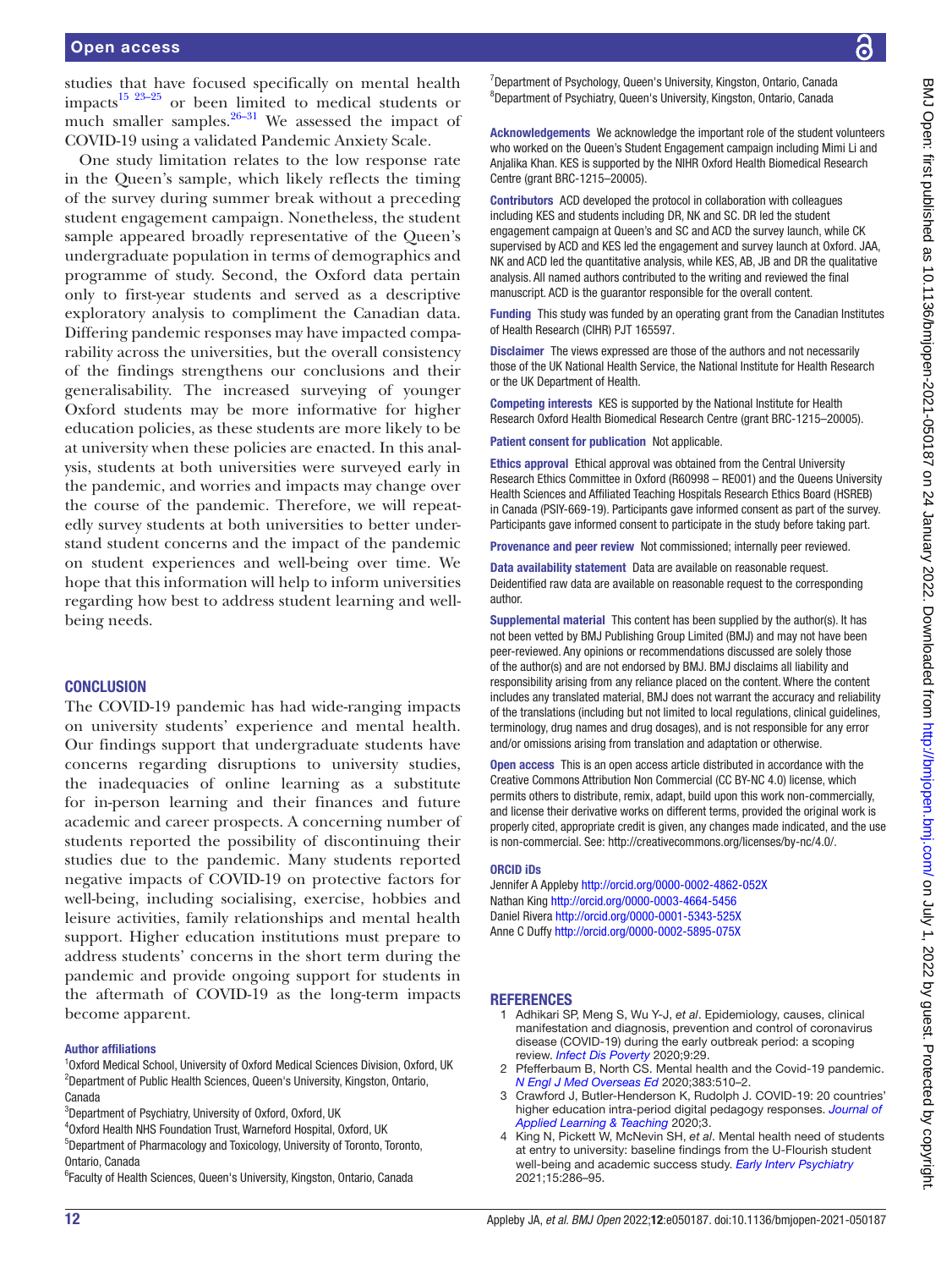studies that have focused specifically on mental health impacts[15 23–25] or been limited to medical students or much smaller samples.[26–31] We assessed the impact of COVID-19 using a validated Pandemic Anxiety Scale.

One study limitation relates to the low response rate in the Queen's sample, which likely reflects the timing of the survey during summer break without a preceding student engagement campaign. Nonetheless, the student sample appeared broadly representative of the Queen's undergraduate population in terms of demographics and programme of study. Second, the Oxford data pertain only to first-year students and served as a descriptive exploratory analysis to compliment the Canadian data. Differing pandemic responses may have impacted comparability across the universities, but the overall consistency of the findings strengthens our conclusions and their generalisability. The increased surveying of younger Oxford students may be more informative for higher education policies, as these students are more likely to be at university when these policies are enacted. In this analysis, students at both universities were surveyed early in the pandemic, and worries and impacts may change over the course of the pandemic. Therefore, we will repeatedly survey students at both universities to better understand student concerns and the impact of the pandemic on student experiences and well-being over time. We hope that this information will help to inform universities regarding how best to address student learning and well-being needs.

## CONCLUSION

The COVID-19 pandemic has had wide-ranging impacts on university students' experience and mental health. Our findings support that undergraduate students have concerns regarding disruptions to university studies, the inadequacies of online learning as a substitute for in-person learning and their finances and future academic and career prospects. A concerning number of students reported the possibility of discontinuing their studies due to the pandemic. Many students reported negative impacts of COVID-19 on protective factors for well-being, including socialising, exercise, hobbies and leisure activities, family relationships and mental health support. Higher education institutions must prepare to address students' concerns in the short term during the pandemic and provide ongoing support for students in the aftermath of COVID-19 as the long-term impacts become apparent.

#### Author affiliations

[1]Oxford Medical School, University of Oxford Medical Sciences Division, Oxford, UK
[2]Department of Public Health Sciences, Queen's University, Kingston, Ontario, Canada
[3]Department of Psychiatry, University of Oxford, Oxford, UK
[4]Oxford Health NHS Foundation Trust, Warneford Hospital, Oxford, UK
[5]Department of Pharmacology and Toxicology, University of Toronto, Toronto, Ontario, Canada
[6]Faculty of Health Sciences, Queen's University, Kingston, Ontario, Canada
[7]Department of Psychology, Queen's University, Kingston, Ontario, Canada
[8]Department of Psychiatry, Queen's University, Kingston, Ontario, Canada

**Acknowledgements** We acknowledge the important role of the student volunteers who worked on the Queen's Student Engagement campaign including Mimi Li and Anjalika Khan. KES is supported by the NIHR Oxford Health Biomedical Research Centre (grant BRC-1215–20005).

**Contributors** ACD developed the protocol in collaboration with colleagues including KES and students including DR, NK and SC. DR led the student engagement campaign at Queen's and SC and ACD the survey launch, while CK supervised by ACD and KES led the engagement and survey launch at Oxford. JAA, NK and ACD led the quantitative analysis, while KES, AB, JB and DR the qualitative analysis. All named authors contributed to the writing and reviewed the final manuscript. ACD is the guarantor responsible for the overall content.

**Funding** This study was funded by an operating grant from the Canadian Institutes of Health Research (CIHR) PJT 165597.

**Disclaimer** The views expressed are those of the authors and not necessarily those of the UK National Health Service, the National Institute for Health Research or the UK Department of Health.

**Competing interests** KES is supported by the National Institute for Health Research Oxford Health Biomedical Research Centre (grant BRC-1215–20005).

**Patient consent for publication** Not applicable.

**Ethics approval** Ethical approval was obtained from the Central University Research Ethics Committee in Oxford (R60998 – RE001) and the Queens University Health Sciences and Affiliated Teaching Hospitals Research Ethics Board (HSREB) in Canada (PSIY-669-19). Participants gave informed consent as part of the survey. Participants gave informed consent to participate in the study before taking part.

**Provenance and peer review** Not commissioned; internally peer reviewed.

**Data availability statement** Data are available on reasonable request. Deidentified raw data are available on reasonable request to the corresponding author.

**Supplemental material** This content has been supplied by the author(s). It has not been vetted by BMJ Publishing Group Limited (BMJ) and may not have been peer-reviewed. Any opinions or recommendations discussed are solely those of the author(s) and are not endorsed by BMJ. BMJ disclaims all liability and responsibility arising from any reliance placed on the content. Where the content includes any translated material, BMJ does not warrant the accuracy and reliability of the translations (including but not limited to local regulations, clinical guidelines, terminology, drug names and drug dosages), and is not responsible for any error and/or omissions arising from translation and adaptation or otherwise.

**Open access** This is an open access article distributed in accordance with the Creative Commons Attribution Non Commercial (CC BY-NC 4.0) license, which permits others to distribute, remix, adapt, build upon this work non-commercially, and license their derivative works on different terms, provided the original work is properly cited, appropriate credit is given, any changes made indicated, and the use is non-commercial. See: http://creativecommons.org/licenses/by-nc/4.0/.

#### ORCID iDs

Jennifer A Appleby http://orcid.org/0000-0002-4862-052X
Nathan King http://orcid.org/0000-0003-4664-5456
Daniel Rivera http://orcid.org/0000-0001-5343-525X
Anne C Duffy http://orcid.org/0000-0002-5895-075X

## REFERENCES

1. Adhikari SP, Meng S, Wu Y-J, *et al*. Epidemiology, causes, clinical manifestation and diagnosis, prevention and control of coronavirus disease (COVID-19) during the early outbreak period: a scoping review. *Infect Dis Poverty* 2020;9:29.
2. Pfefferbaum B, North CS. Mental health and the Covid-19 pandemic. *N Engl J Med Overseas Ed* 2020;383:510–2.
3. Crawford J, Butler-Henderson K, Rudolph J. COVID-19: 20 countries' higher education intra-period digital pedagogy responses. *Journal of Applied Learning & Teaching* 2020;3.
4. King N, Pickett W, McNevin SH, *et al*. Mental health need of students at entry to university: baseline findings from the U-Flourish student well-being and academic success study. *Early Interv Psychiatry* 2021;15:286–95.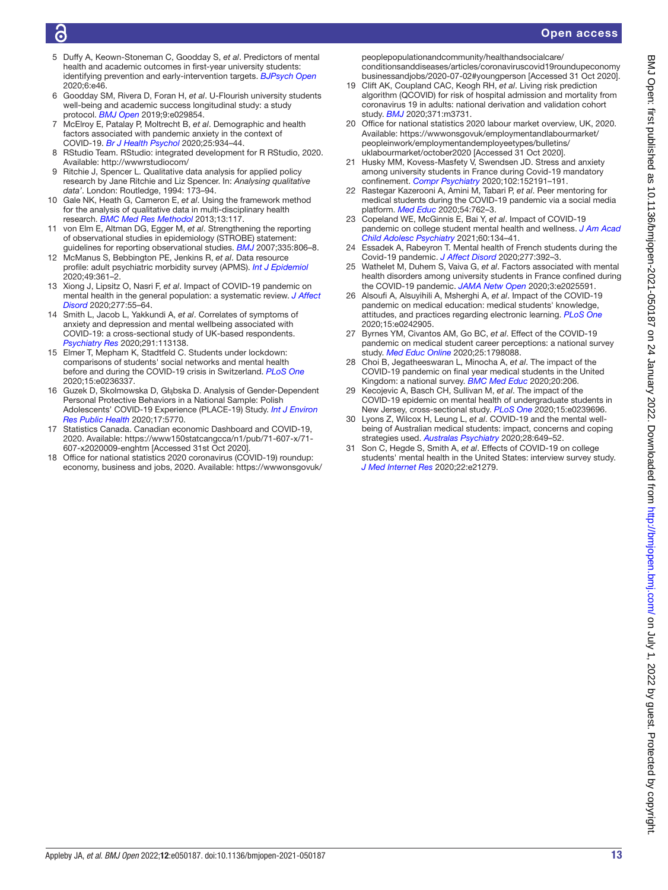5 Duffy A, Keown-Stoneman C, Goodday S, *et al*. Predictors of mental health and academic outcomes in first-year university students: identifying prevention and early-intervention targets. *BJPsych Open* 2020;6:e46.

6 Goodday SM, Rivera D, Foran H, *et al*. U-Flourish university students well-being and academic success longitudinal study: a study protocol. *BMJ Open* 2019;9:e029854.

7 McElroy E, Patalay P, Moltrecht B, *et al*. Demographic and health factors associated with pandemic anxiety in the context of COVID-19. *Br J Health Psychol* 2020;25:934–44.

8 RStudio Team. RStudio: integrated development for R RStudio, 2020. Available: http://wwwrstudiocom/

9 Ritchie J, Spencer L. Qualitative data analysis for applied policy research by Jane Ritchie and Liz Spencer. In: *Analysing qualitative data'*. London: Routledge, 1994: 173–94.

10 Gale NK, Heath G, Cameron E, *et al*. Using the framework method for the analysis of qualitative data in multi-disciplinary health research. *BMC Med Res Methodol* 2013;13:117.

11 von Elm E, Altman DG, Egger M, *et al*. Strengthening the reporting of observational studies in epidemiology (STROBE) statement: guidelines for reporting observational studies. *BMJ* 2007;335:806–8.

12 McManus S, Bebbington PE, Jenkins R, *et al*. Data resource profile: adult psychiatric morbidity survey (APMS). *Int J Epidemiol* 2020;49:361–2.

13 Xiong J, Lipsitz O, Nasri F, *et al*. Impact of COVID-19 pandemic on mental health in the general population: a systematic review. *J Affect Disord* 2020;277:55–64.

14 Smith L, Jacob L, Yakkundi A, *et al*. Correlates of symptoms of anxiety and depression and mental wellbeing associated with COVID-19: a cross-sectional study of UK-based respondents. *Psychiatry Res* 2020;291:113138.

15 Elmer T, Mepham K, Stadtfeld C. Students under lockdown: comparisons of students' social networks and mental health before and during the COVID-19 crisis in Switzerland. *PLoS One* 2020;15:e0236337.

16 Guzek D, Skolmowska D, Głąbska D. Analysis of Gender-Dependent Personal Protective Behaviors in a National Sample: Polish Adolescents' COVID-19 Experience (PLACE-19) Study. *Int J Environ Res Public Health* 2020;17:5770.

17 Statistics Canada. Canadian economic Dashboard and COVID-19, 2020. Available: https://www150statcangcca/n1/pub/71-607-x/71-607-x2020009-enghtm [Accessed 31st Oct 2020].

18 Office for national statistics 2020 coronavirus (COVID-19) roundup: economy, business and jobs, 2020. Available: https://wwwonsgovuk/peoplepopulationandcommunity/healthandsocialcare/conditionsanddiseases/articles/coronaviruscovid19roundupeconomybusinessandjobs/2020-07-02#youngperson [Accessed 31 Oct 2020].

19 Clift AK, Coupland CAC, Keogh RH, *et al*. Living risk prediction algorithm (QCOVID) for risk of hospital admission and mortality from coronavirus 19 in adults: national derivation and validation cohort study. *BMJ* 2020;371:m3731.

20 Office for national statistics 2020 labour market overview, UK, 2020. Available: https://wwwonsgovuk/employmentandlabourmarket/peopleinwork/employmentandemployeetypes/bulletins/uklabourmarket/october2020 [Accessed 31 Oct 2020].

21 Husky MM, Kovess-Masfety V, Swendsen JD. Stress and anxiety among university students in France during Covid-19 mandatory confinement. *Compr Psychiatry* 2020;102:152191–191.

22 Rastegar Kazerooni A, Amini M, Tabari P, *et al*. Peer mentoring for medical students during the COVID-19 pandemic via a social media platform. *Med Educ* 2020;54:762–3.

23 Copeland WE, McGinnis E, Bai Y, *et al*. Impact of COVID-19 pandemic on college student mental health and wellness. *J Am Acad Child Adolesc Psychiatry* 2021;60:134–41.

24 Essadek A, Rabeyron T. Mental health of French students during the Covid-19 pandemic. *J Affect Disord* 2020;277:392–3.

25 Wathelet M, Duhem S, Vaiva G, *et al*. Factors associated with mental health disorders among university students in France confined during the COVID-19 pandemic. *JAMA Netw Open* 2020;3:e2025591.

26 Alsoufi A, Alsuyihili A, Msherghi A, *et al*. Impact of the COVID-19 pandemic on medical education: medical students' knowledge, attitudes, and practices regarding electronic learning. *PLoS One* 2020;15:e0242905.

27 Byrnes YM, Civantos AM, Go BC, *et al*. Effect of the COVID-19 pandemic on medical student career perceptions: a national survey study. *Med Educ Online* 2020;25:1798088.

28 Choi B, Jegatheeswaran L, Minocha A, *et al*. The impact of the COVID-19 pandemic on final year medical students in the United Kingdom: a national survey. *BMC Med Educ* 2020;20:206.

29 Kecojevic A, Basch CH, Sullivan M, *et al*. The impact of the COVID-19 epidemic on mental health of undergraduate students in New Jersey, cross-sectional study. *PLoS One* 2020;15:e0239696.

30 Lyons Z, Wilcox H, Leung L, *et al*. COVID-19 and the mental well-being of Australian medical students: impact, concerns and coping strategies used. *Australas Psychiatry* 2020;28:649–52.

31 Son C, Hegde S, Smith A, *et al*. Effects of COVID-19 on college students' mental health in the United States: interview survey study. *J Med Internet Res* 2020;22:e21279.